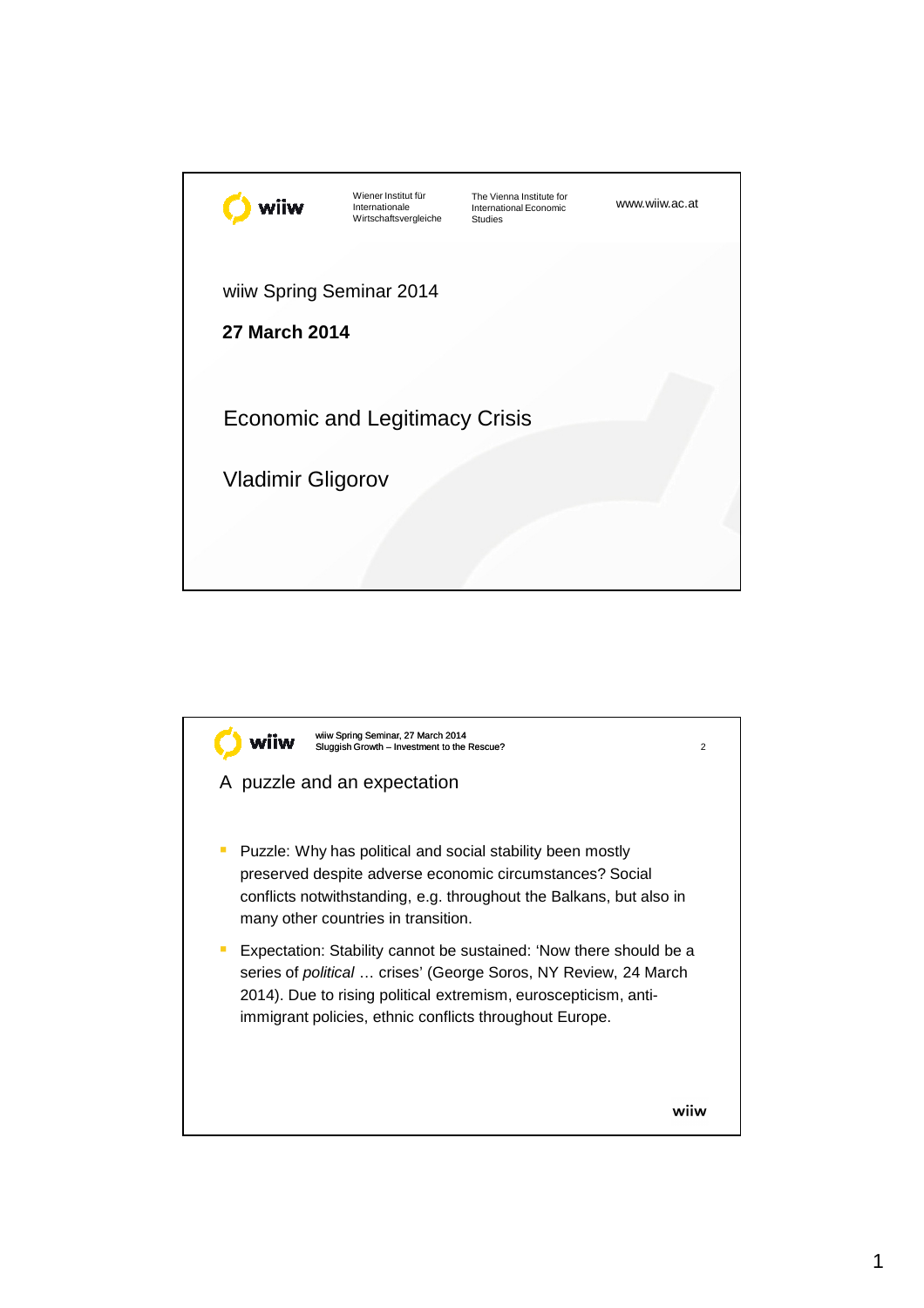wiiw — Wiener Institut für Internationale Wirtschaftsvergleiche — The Vienna Institute for International Economic Studies — www.wiiw.ac.at

wiiw Spring Seminar 2014

**27 March 2014**

# Economic and Legitimacy Crisis

Vladimir Gligorov

---

wiiw Spring Seminar, 27 March 2014
Sluggish Growth – Investment to the Rescue?

## A puzzle and an expectation

- Puzzle: Why has political and social stability been mostly preserved despite adverse economic circumstances? Social conflicts notwithstanding, e.g. throughout the Balkans, but also in many other countries in transition.
- Expectation: Stability cannot be sustained: 'Now there should be a series of *political* … crises' (George Soros, NY Review, 24 March 2014). Due to rising political extremism, euroscepticism, anti-immigrant policies, ethnic conflicts throughout Europe.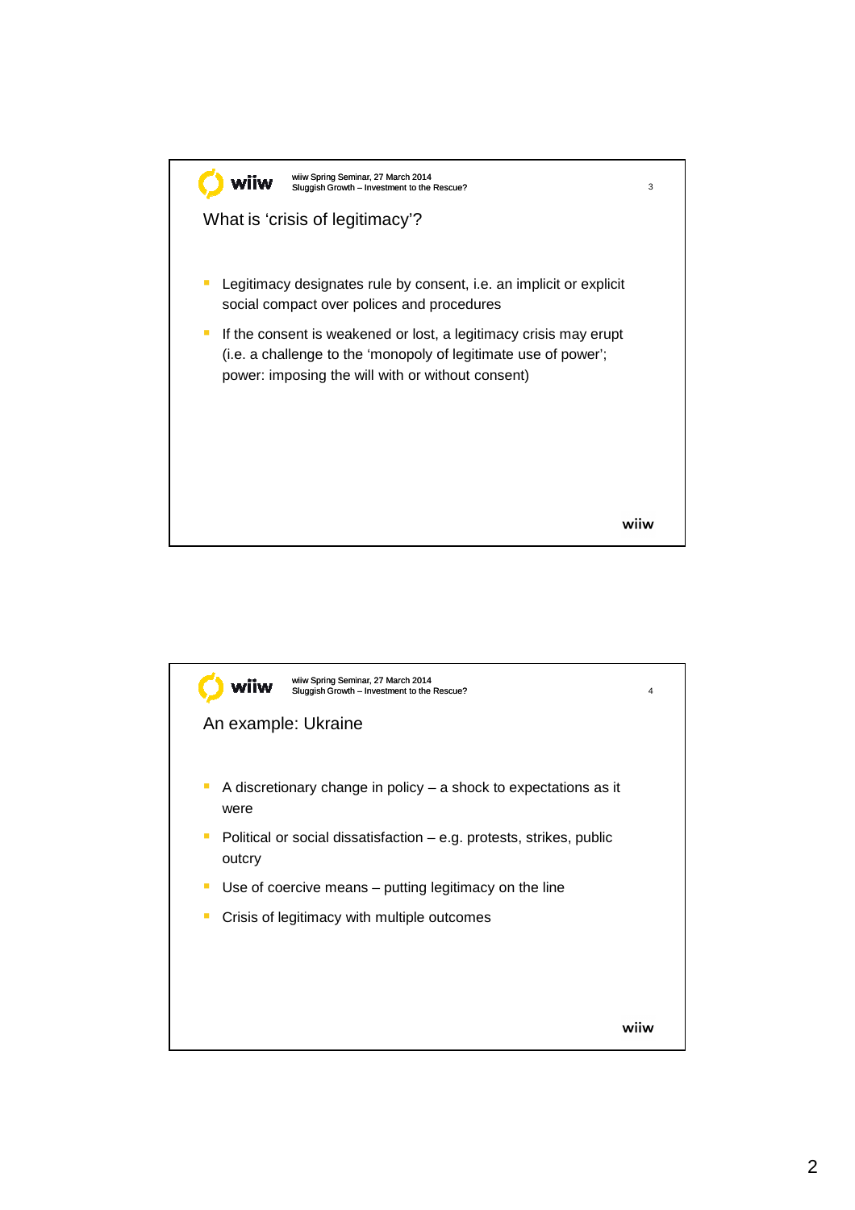## What is 'crisis of legitimacy'?

- Legitimacy designates rule by consent, i.e. an implicit or explicit social compact over polices and procedures
- If the consent is weakened or lost, a legitimacy crisis may erupt (i.e. a challenge to the 'monopoly of legitimate use of power'; power: imposing the will with or without consent)

## An example: Ukraine

- A discretionary change in policy – a shock to expectations as it were
- Political or social dissatisfaction – e.g. protests, strikes, public outcry
- Use of coercive means – putting legitimacy on the line
- Crisis of legitimacy with multiple outcomes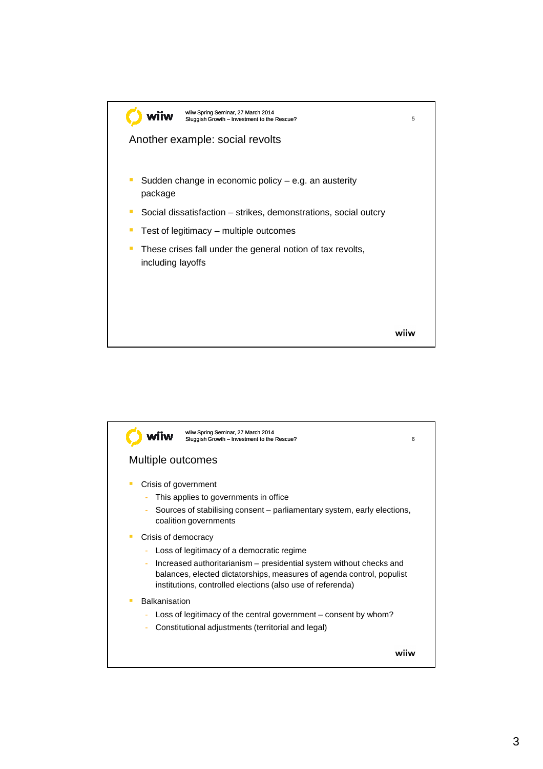## Another example: social revolts

- Sudden change in economic policy – e.g. an austerity package
- Social dissatisfaction – strikes, demonstrations, social outcry
- Test of legitimacy – multiple outcomes
- These crises fall under the general notion of tax revolts, including layoffs

## Multiple outcomes

- Crisis of government
  - This applies to governments in office
  - Sources of stabilising consent – parliamentary system, early elections, coalition governments
- Crisis of democracy
  - Loss of legitimacy of a democratic regime
  - Increased authoritarianism – presidential system without checks and balances, elected dictatorships, measures of agenda control, populist institutions, controlled elections (also use of referenda)
- Balkanisation
  - Loss of legitimacy of the central government – consent by whom?
  - Constitutional adjustments (territorial and legal)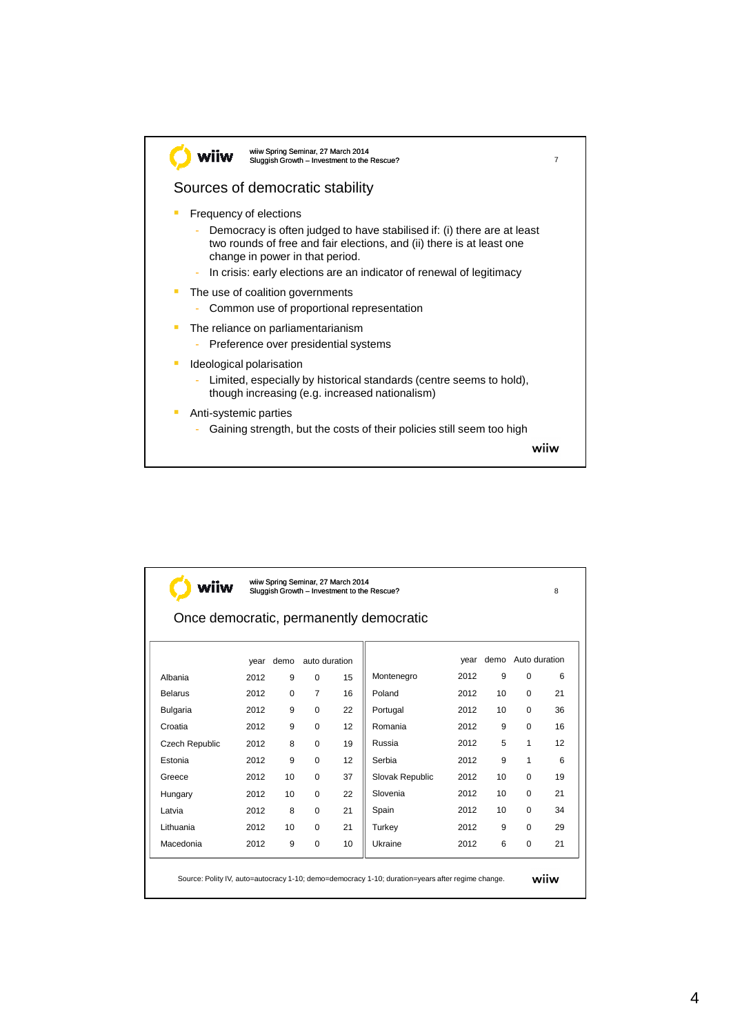## Sources of democratic stability

- Frequency of elections
  - Democracy is often judged to have stabilised if: (i) there are at least two rounds of free and fair elections, and (ii) there is at least one change in power in that period.
  - In crisis: early elections are an indicator of renewal of legitimacy
- The use of coalition governments
  - Common use of proportional representation
- The reliance on parliamentarianism
  - Preference over presidential systems
- Ideological polarisation
  - Limited, especially by historical standards (centre seems to hold), though increasing (e.g. increased nationalism)
- Anti-systemic parties
  - Gaining strength, but the costs of their policies still seem too high

## Once democratic, permanently democratic

| | year | demo | auto | duration |
|---|---|---|---|---|
| Albania | 2012 | 9 | 0 | 15 |
| Belarus | 2012 | 0 | 7 | 16 |
| Bulgaria | 2012 | 9 | 0 | 22 |
| Croatia | 2012 | 9 | 0 | 12 |
| Czech Republic | 2012 | 8 | 0 | 19 |
| Estonia | 2012 | 9 | 0 | 12 |
| Greece | 2012 | 10 | 0 | 37 |
| Hungary | 2012 | 10 | 0 | 22 |
| Latvia | 2012 | 8 | 0 | 21 |
| Lithuania | 2012 | 10 | 0 | 21 |
| Macedonia | 2012 | 9 | 0 | 10 |

| | year | demo | Auto | duration |
|---|---|---|---|---|
| Montenegro | 2012 | 9 | 0 | 6 |
| Poland | 2012 | 10 | 0 | 21 |
| Portugal | 2012 | 10 | 0 | 36 |
| Romania | 2012 | 9 | 0 | 16 |
| Russia | 2012 | 5 | 1 | 12 |
| Serbia | 2012 | 9 | 1 | 6 |
| Slovak Republic | 2012 | 10 | 0 | 19 |
| Slovenia | 2012 | 10 | 0 | 21 |
| Spain | 2012 | 10 | 0 | 34 |
| Turkey | 2012 | 9 | 0 | 29 |
| Ukraine | 2012 | 6 | 0 | 21 |

Source: Polity IV, auto=autocracy 1-10; demo=democracy 1-10; duration=years after regime change.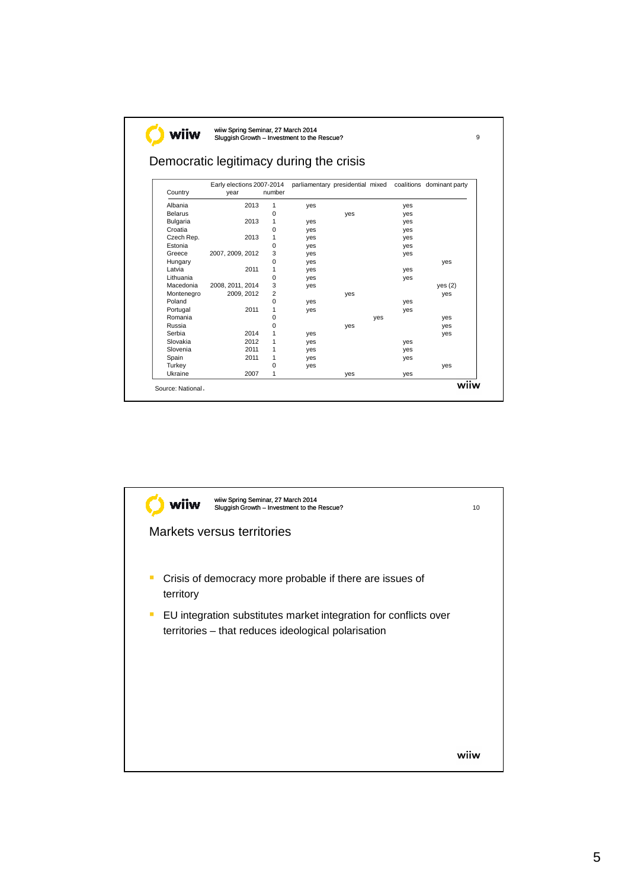## Democratic legitimacy during the crisis

| Country | Early elections 2007-2014 year | number | parliamentary | presidential | mixed | coalitions | dominant party |
|---|---|---|---|---|---|---|---|
| Albania | 2013 | 1 | yes | | | yes | |
| Belarus | | 0 | | yes | | yes | |
| Bulgaria | 2013 | 1 | yes | | | yes | |
| Croatia | | 0 | yes | | | yes | |
| Czech Rep. | 2013 | 1 | yes | | | yes | |
| Estonia | | 0 | yes | | | yes | |
| Greece | 2007, 2009, 2012 | 3 | yes | | | yes | |
| Hungary | | 0 | yes | | | | yes |
| Latvia | 2011 | 1 | yes | | | yes | |
| Lithuania | | 0 | yes | | | yes | |
| Macedonia | 2008, 2011, 2014 | 3 | yes | | | | yes (2) |
| Montenegro | 2009, 2012 | 2 | | yes | | | yes |
| Poland | | 0 | yes | | | yes | |
| Portugal | 2011 | 1 | yes | | | yes | |
| Romania | | 0 | | | yes | | yes |
| Russia | | 0 | | yes | | | yes |
| Serbia | 2014 | 1 | yes | | | | yes |
| Slovakia | 2012 | 1 | yes | | | yes | |
| Slovenia | 2011 | 1 | yes | | | yes | |
| Spain | 2011 | 1 | yes | | | yes | |
| Turkey | | 0 | yes | | | | yes |
| Ukraine | 2007 | 1 | | yes | | yes | |

Source: National.

## Markets versus territories

- Crisis of democracy more probable if there are issues of territory
- EU integration substitutes market integration for conflicts over territories – that reduces ideological polarisation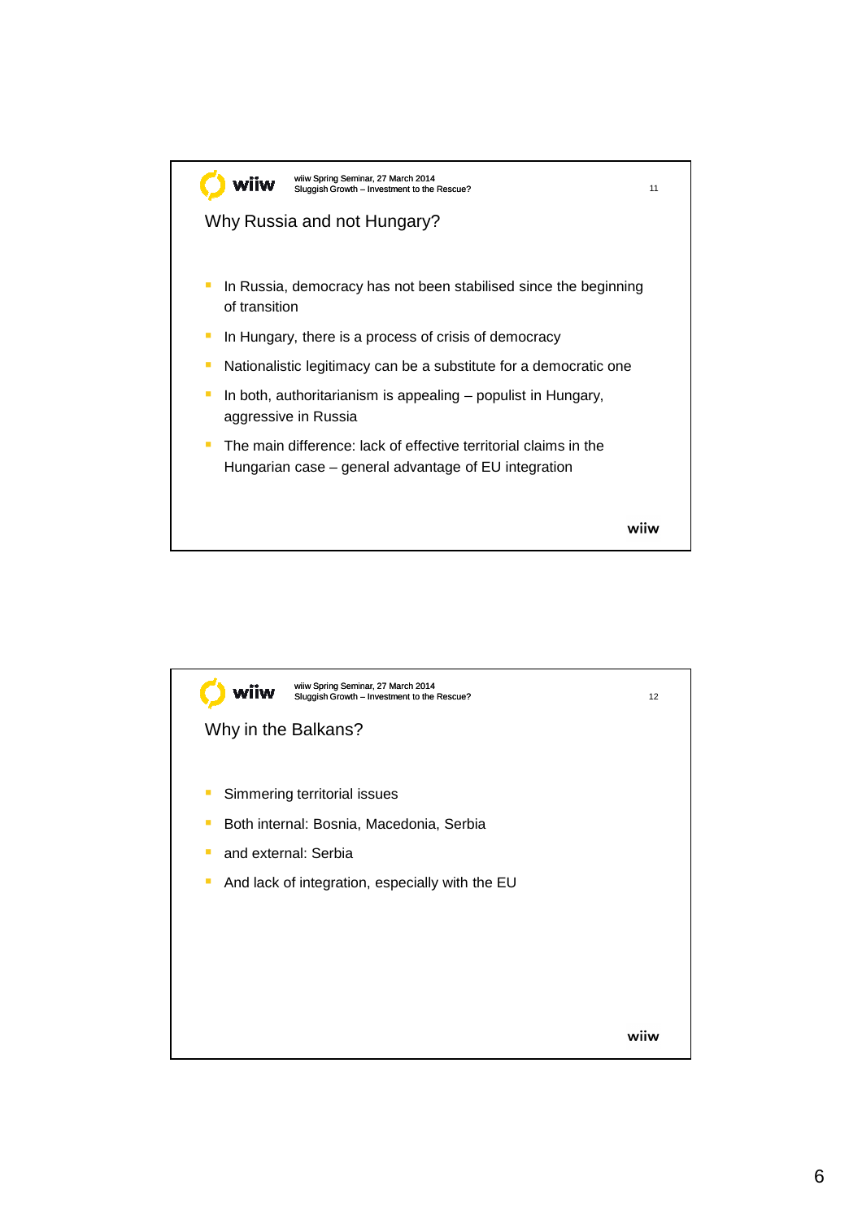## Why Russia and not Hungary?

- In Russia, democracy has not been stabilised since the beginning of transition
- In Hungary, there is a process of crisis of democracy
- Nationalistic legitimacy can be a substitute for a democratic one
- In both, authoritarianism is appealing – populist in Hungary, aggressive in Russia
- The main difference: lack of effective territorial claims in the Hungarian case – general advantage of EU integration

## Why in the Balkans?

- Simmering territorial issues
- Both internal: Bosnia, Macedonia, Serbia
- and external: Serbia
- And lack of integration, especially with the EU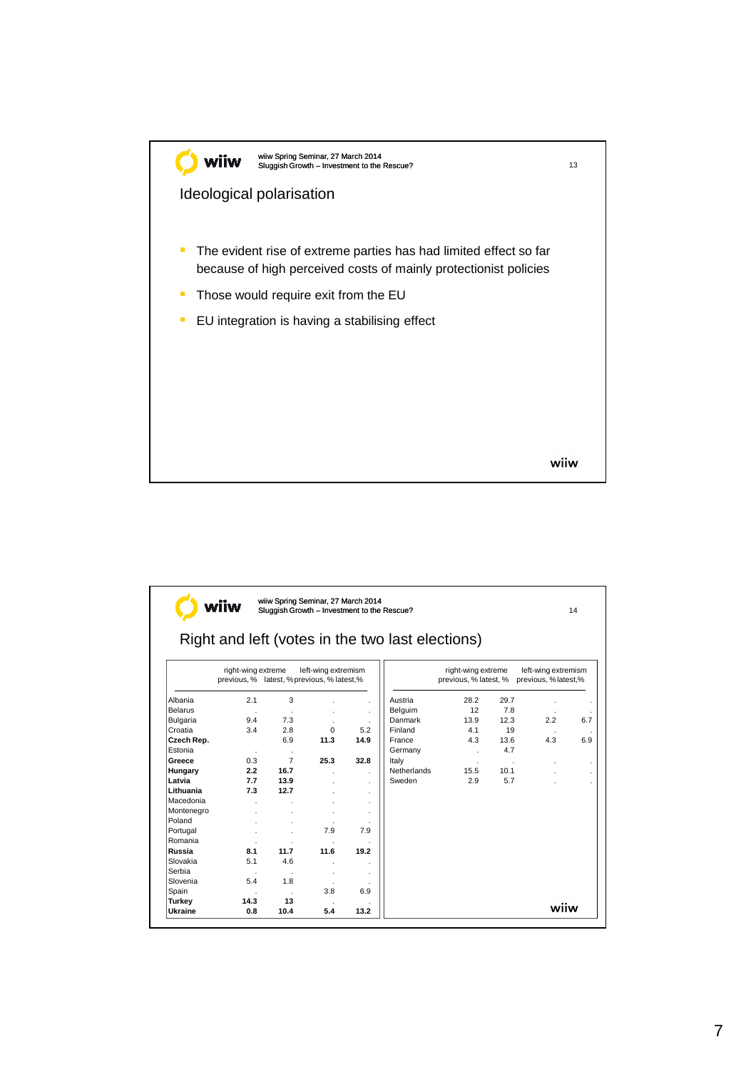## Ideological polarisation

- The evident rise of extreme parties has had limited effect so far because of high perceived costs of mainly protectionist policies
- Those would require exit from the EU
- EU integration is having a stabilising effect

## Right and left (votes in the two last elections)

| | right-wing extreme | | left-wing extremism | |
|---|---|---|---|---|
| | previous, % | latest, % | previous, % | latest,% |
| Albania | 2.1 | 3 | . | . |
| Belarus | . | . | . | . |
| Bulgaria | 9.4 | 7.3 | . | . |
| Croatia | 3.4 | 2.8 | 0 | 5.2 |
| **Czech Rep.** | | 6.9 | **11.3** | **14.9** |
| Estonia | . | . | | |
| **Greece** | 0.3 | 7 | **25.3** | **32.8** |
| **Hungary** | **2.2** | **16.7** | . | . |
| **Latvia** | **7.7** | **13.9** | . | . |
| **Lithuania** | **7.3** | **12.7** | . | . |
| Macedonia | . | . | . | . |
| Montenegro | . | . | . | . |
| Poland | . | . | . | . |
| Portugal | . | . | 7.9 | 7.9 |
| Romania | . | . | . | . |
| **Russia** | **8.1** | **11.7** | **11.6** | **19.2** |
| Slovakia | 5.1 | 4.6 | . | . |
| Serbia | . | . | . | . |
| Slovenia | 5.4 | 1.8 | . | . |
| Spain | . | . | 3.8 | 6.9 |
| **Turkey** | **14.3** | **13** | . | . |
| **Ukraine** | **0.8** | **10.4** | **5.4** | **13.2** |

| | right-wing extreme | | left-wing extremism | |
|---|---|---|---|---|
| | previous, % | latest, % | previous, % | latest,% |
| Austria | 28.2 | 29.7 | . | . |
| Belguim | 12 | 7.8 | . | . |
| Danmark | 13.9 | 12.3 | 2.2 | 6.7 |
| Finland | 4.1 | 19 | . | . |
| France | 4.3 | 13.6 | 4.3 | 6.9 |
| Germany | . | 4.7 | | |
| Italy | . | . | . | . |
| Netherlands | 15.5 | 10.1 | . | . |
| Sweden | 2.9 | 5.7 | . | . |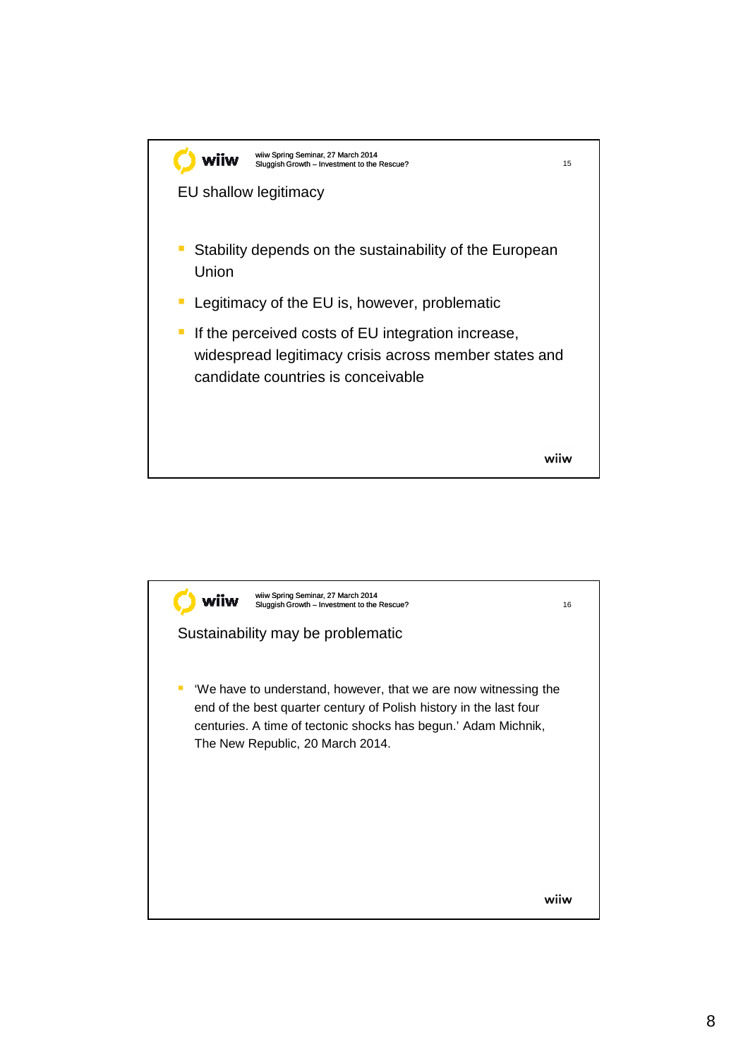## EU shallow legitimacy

- Stability depends on the sustainability of the European Union
- Legitimacy of the EU is, however, problematic
- If the perceived costs of EU integration increase, widespread legitimacy crisis across member states and candidate countries is conceivable

## Sustainability may be problematic

- 'We have to understand, however, that we are now witnessing the end of the best quarter century of Polish history in the last four centuries. A time of tectonic shocks has begun.' Adam Michnik, The New Republic, 20 March 2014.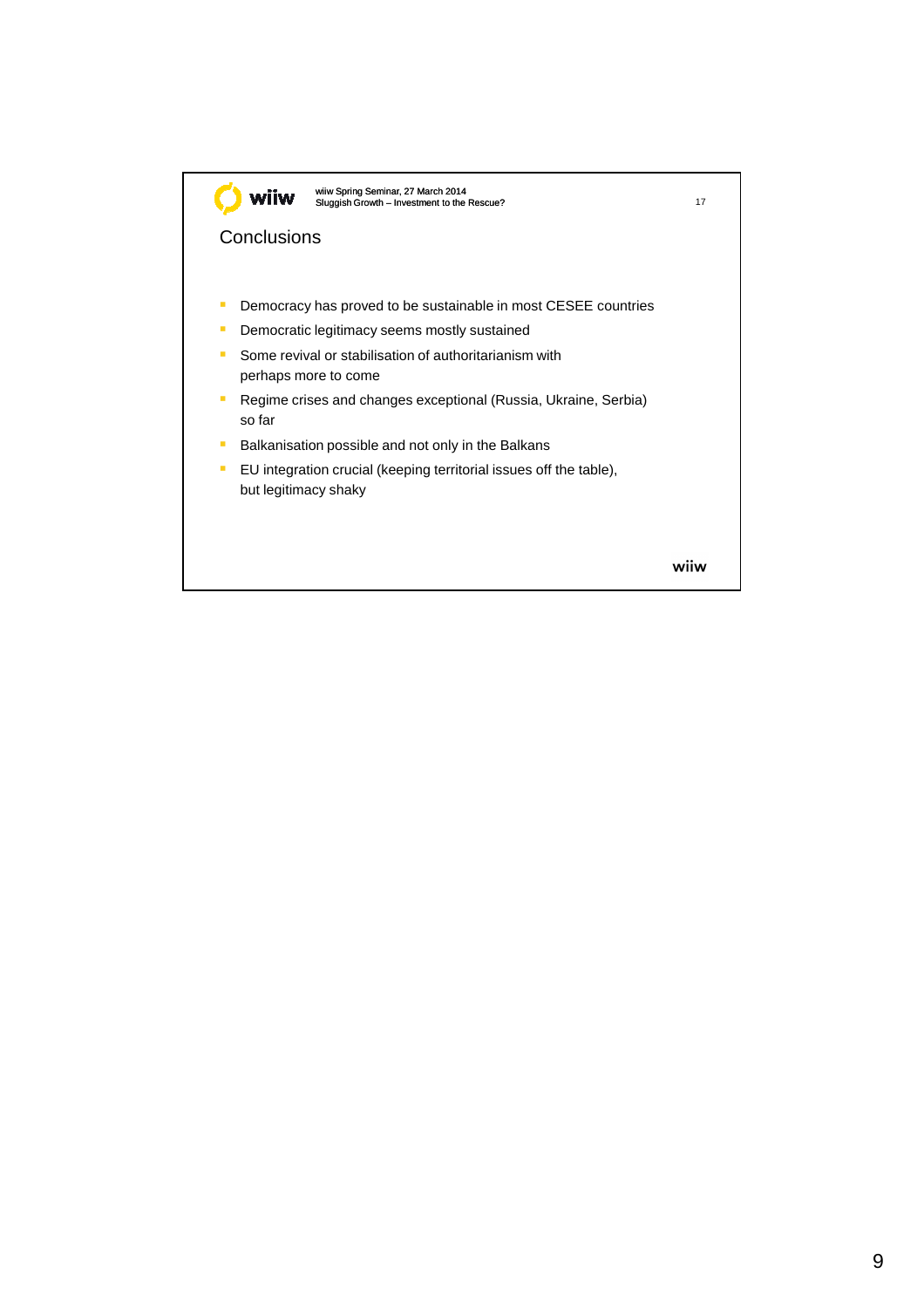## Conclusions

- Democracy has proved to be sustainable in most CESEE countries
- Democratic legitimacy seems mostly sustained
- Some revival or stabilisation of authoritarianism with perhaps more to come
- Regime crises and changes exceptional (Russia, Ukraine, Serbia) so far
- Balkanisation possible and not only in the Balkans
- EU integration crucial (keeping territorial issues off the table), but legitimacy shaky